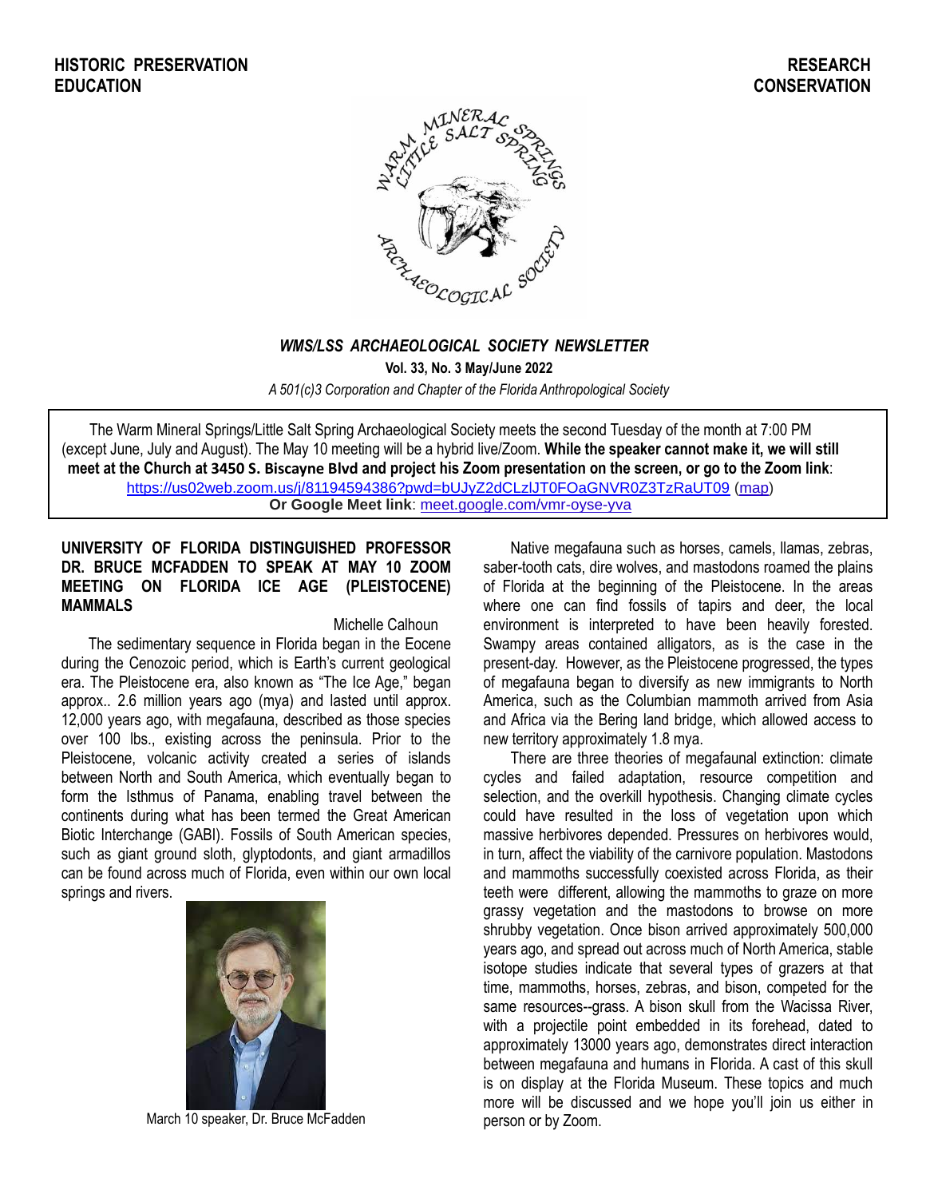HISTORIC PRESERVATION
EDUCATION

RESEARCH
CONSERVATION

# *WMS/LSS ARCHAEOLOGICAL SOCIETY NEWSLETTER*

**Vol. 33, No. 3 May/June 2022**

*A 501(c)3 Corporation and Chapter of the Florida Anthropological Society*

The Warm Mineral Springs/Little Salt Spring Archaeological Society meets the second Tuesday of the month at 7:00 PM (except June, July and August). The May 10 meeting will be a hybrid live/Zoom. **While the speaker cannot make it, we will still meet at the Church at 3450 S. Biscayne Blvd and project his Zoom presentation on the screen, or go to the Zoom link**: https://us02web.zoom.us/j/81194594386?pwd=bUJyZ2dCLzlJT0FOaGNVR0Z3TzRaUT09 (map)
**Or Google Meet link**: meet.google.com/vmr-oyse-yva

## UNIVERSITY OF FLORIDA DISTINGUISHED PROFESSOR DR. BRUCE MCFADDEN TO SPEAK AT MAY 10 ZOOM MEETING ON FLORIDA ICE AGE (PLEISTOCENE) MAMMALS

Michelle Calhoun

The sedimentary sequence in Florida began in the Eocene during the Cenozoic period, which is Earth's current geological era. The Pleistocene era, also known as "The Ice Age," began approx.. 2.6 million years ago (mya) and lasted until approx. 12,000 years ago, with megafauna, described as those species over 100 lbs., existing across the peninsula. Prior to the Pleistocene, volcanic activity created a series of islands between North and South America, which eventually began to form the Isthmus of Panama, enabling travel between the continents during what has been termed the Great American Biotic Interchange (GABI). Fossils of South American species, such as giant ground sloth, glyptodonts, and giant armadillos can be found across much of Florida, even within our own local springs and rivers.

March 10 speaker, Dr. Bruce McFadden

Native megafauna such as horses, camels, llamas, zebras, saber-tooth cats, dire wolves, and mastodons roamed the plains of Florida at the beginning of the Pleistocene. In the areas where one can find fossils of tapirs and deer, the local environment is interpreted to have been heavily forested. Swampy areas contained alligators, as is the case in the present-day. However, as the Pleistocene progressed, the types of megafauna began to diversify as new immigrants to North America, such as the Columbian mammoth arrived from Asia and Africa via the Bering land bridge, which allowed access to new territory approximately 1.8 mya.

There are three theories of megafaunal extinction: climate cycles and failed adaptation, resource competition and selection, and the overkill hypothesis. Changing climate cycles could have resulted in the loss of vegetation upon which massive herbivores depended. Pressures on herbivores would, in turn, affect the viability of the carnivore population. Mastodons and mammoths successfully coexisted across Florida, as their teeth were different, allowing the mammoths to graze on more grassy vegetation and the mastodons to browse on more shrubby vegetation. Once bison arrived approximately 500,000 years ago, and spread out across much of North America, stable isotope studies indicate that several types of grazers at that time, mammoths, horses, zebras, and bison, competed for the same resources--grass. A bison skull from the Wacissa River, with a projectile point embedded in its forehead, dated to approximately 13000 years ago, demonstrates direct interaction between megafauna and humans in Florida. A cast of this skull is on display at the Florida Museum. These topics and much more will be discussed and we hope you'll join us either in person or by Zoom.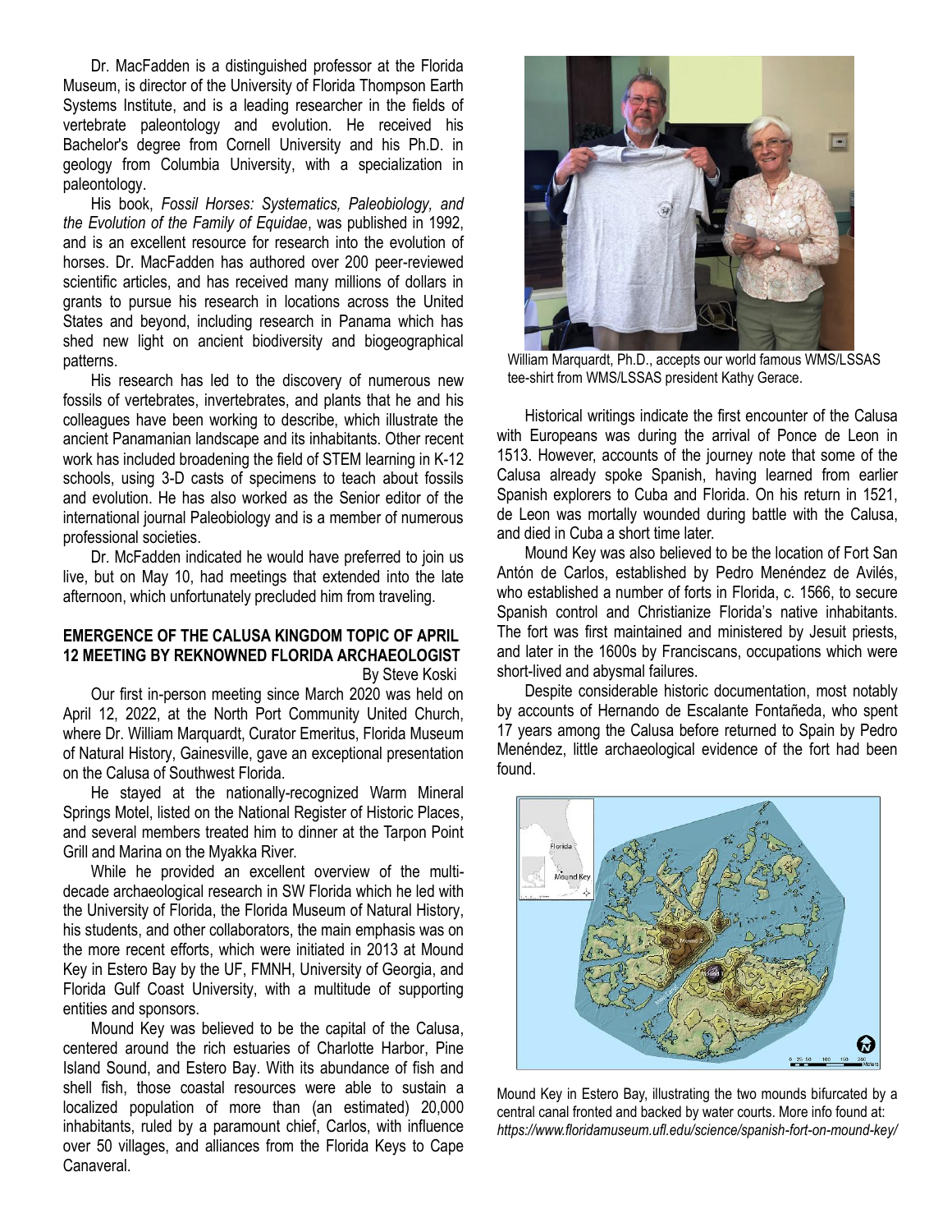Dr. MacFadden is a distinguished professor at the Florida Museum, is director of the University of Florida Thompson Earth Systems Institute, and is a leading researcher in the fields of vertebrate paleontology and evolution. He received his Bachelor's degree from Cornell University and his Ph.D. in geology from Columbia University, with a specialization in paleontology.

His book, *Fossil Horses: Systematics, Paleobiology, and the Evolution of the Family of Equidae*, was published in 1992, and is an excellent resource for research into the evolution of horses. Dr. MacFadden has authored over 200 peer-reviewed scientific articles, and has received many millions of dollars in grants to pursue his research in locations across the United States and beyond, including research in Panama which has shed new light on ancient biodiversity and biogeographical patterns.

His research has led to the discovery of numerous new fossils of vertebrates, invertebrates, and plants that he and his colleagues have been working to describe, which illustrate the ancient Panamanian landscape and its inhabitants. Other recent work has included broadening the field of STEM learning in K-12 schools, using 3-D casts of specimens to teach about fossils and evolution. He has also worked as the Senior editor of the international journal Paleobiology and is a member of numerous professional societies.

Dr. McFadden indicated he would have preferred to join us live, but on May 10, had meetings that extended into the late afternoon, which unfortunately precluded him from traveling.

## EMERGENCE OF THE CALUSA KINGDOM TOPIC OF APRIL 12 MEETING BY REKNOWNED FLORIDA ARCHAEOLOGIST

By Steve Koski

Our first in-person meeting since March 2020 was held on April 12, 2022, at the North Port Community United Church, where Dr. William Marquardt, Curator Emeritus, Florida Museum of Natural History, Gainesville, gave an exceptional presentation on the Calusa of Southwest Florida.

He stayed at the nationally-recognized Warm Mineral Springs Motel, listed on the National Register of Historic Places, and several members treated him to dinner at the Tarpon Point Grill and Marina on the Myakka River.

While he provided an excellent overview of the multi-decade archaeological research in SW Florida which he led with the University of Florida, the Florida Museum of Natural History, his students, and other collaborators, the main emphasis was on the more recent efforts, which were initiated in 2013 at Mound Key in Estero Bay by the UF, FMNH, University of Georgia, and Florida Gulf Coast University, with a multitude of supporting entities and sponsors.

Mound Key was believed to be the capital of the Calusa, centered around the rich estuaries of Charlotte Harbor, Pine Island Sound, and Estero Bay. With its abundance of fish and shell fish, those coastal resources were able to sustain a localized population of more than (an estimated) 20,000 inhabitants, ruled by a paramount chief, Carlos, with influence over 50 villages, and alliances from the Florida Keys to Cape Canaveral.

William Marquardt, Ph.D., accepts our world famous WMS/LSSAS tee-shirt from WMS/LSSAS president Kathy Gerace.

Historical writings indicate the first encounter of the Calusa with Europeans was during the arrival of Ponce de Leon in 1513. However, accounts of the journey note that some of the Calusa already spoke Spanish, having learned from earlier Spanish explorers to Cuba and Florida. On his return in 1521, de Leon was mortally wounded during battle with the Calusa, and died in Cuba a short time later.

Mound Key was also believed to be the location of Fort San Antón de Carlos, established by Pedro Menéndez de Avilés, who established a number of forts in Florida, c. 1566, to secure Spanish control and Christianize Florida's native inhabitants. The fort was first maintained and ministered by Jesuit priests, and later in the 1600s by Franciscans, occupations which were short-lived and abysmal failures.

Despite considerable historic documentation, most notably by accounts of Hernando de Escalante Fontañeda, who spent 17 years among the Calusa before returned to Spain by Pedro Menéndez, little archaeological evidence of the fort had been found.

Mound Key in Estero Bay, illustrating the two mounds bifurcated by a central canal fronted and backed by water courts. More info found at: *https://www.floridamuseum.ufl.edu/science/spanish-fort-on-mound-key/*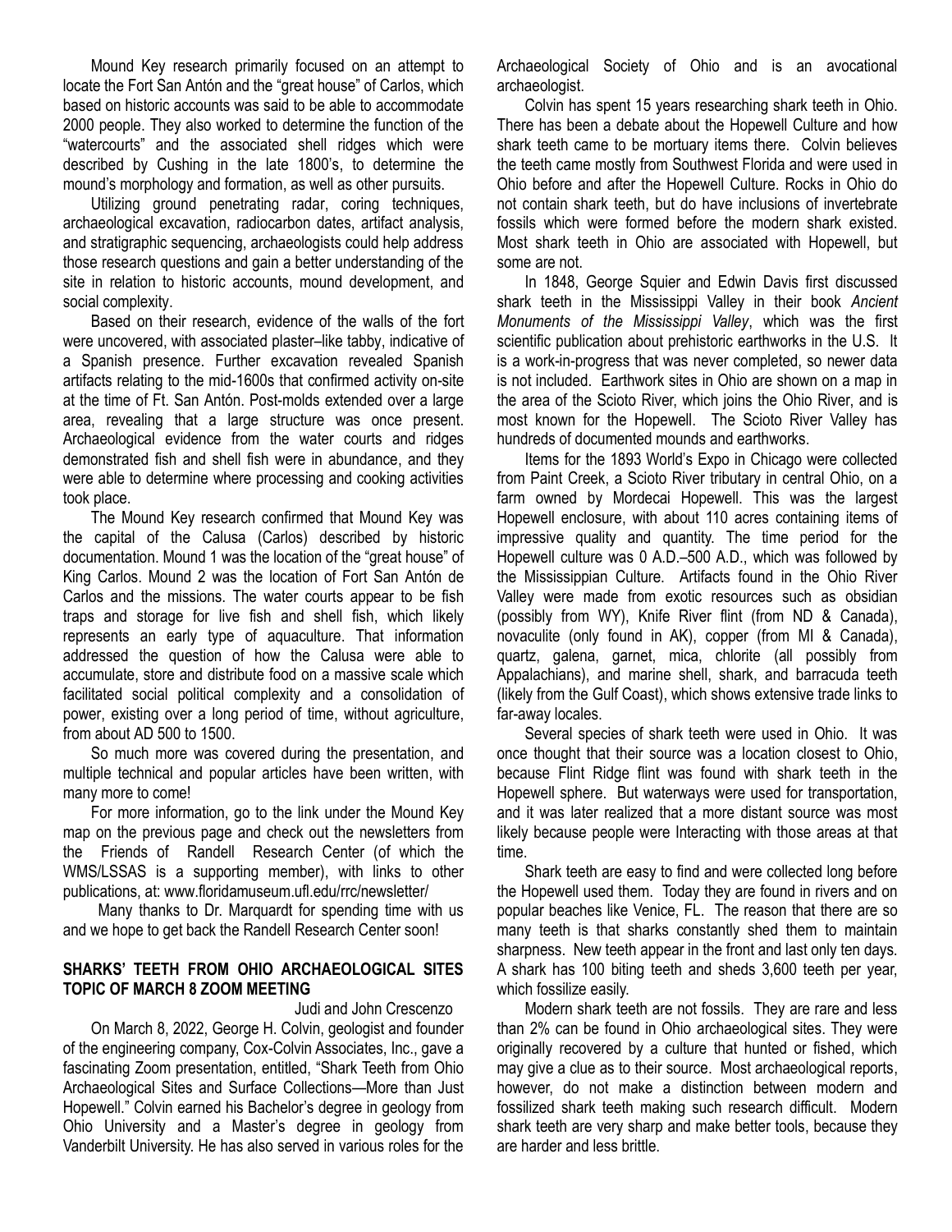Mound Key research primarily focused on an attempt to locate the Fort San Antón and the "great house" of Carlos, which based on historic accounts was said to be able to accommodate 2000 people. They also worked to determine the function of the "watercourts" and the associated shell ridges which were described by Cushing in the late 1800's, to determine the mound's morphology and formation, as well as other pursuits.

Utilizing ground penetrating radar, coring techniques, archaeological excavation, radiocarbon dates, artifact analysis, and stratigraphic sequencing, archaeologists could help address those research questions and gain a better understanding of the site in relation to historic accounts, mound development, and social complexity.

Based on their research, evidence of the walls of the fort were uncovered, with associated plaster–like tabby, indicative of a Spanish presence. Further excavation revealed Spanish artifacts relating to the mid-1600s that confirmed activity on-site at the time of Ft. San Antón. Post-molds extended over a large area, revealing that a large structure was once present. Archaeological evidence from the water courts and ridges demonstrated fish and shell fish were in abundance, and they were able to determine where processing and cooking activities took place.

The Mound Key research confirmed that Mound Key was the capital of the Calusa (Carlos) described by historic documentation. Mound 1 was the location of the "great house" of King Carlos. Mound 2 was the location of Fort San Antón de Carlos and the missions. The water courts appear to be fish traps and storage for live fish and shell fish, which likely represents an early type of aquaculture. That information addressed the question of how the Calusa were able to accumulate, store and distribute food on a massive scale which facilitated social political complexity and a consolidation of power, existing over a long period of time, without agriculture, from about AD 500 to 1500.

So much more was covered during the presentation, and multiple technical and popular articles have been written, with many more to come!

For more information, go to the link under the Mound Key map on the previous page and check out the newsletters from the Friends of Randell Research Center (of which the WMS/LSSAS is a supporting member), with links to other publications, at: www.floridamuseum.ufl.edu/rrc/newsletter/

Many thanks to Dr. Marquardt for spending time with us and we hope to get back the Randell Research Center soon!

## SHARKS' TEETH FROM OHIO ARCHAEOLOGICAL SITES TOPIC OF MARCH 8 ZOOM MEETING

Judi and John Crescenzo

On March 8, 2022, George H. Colvin, geologist and founder of the engineering company, Cox-Colvin Associates, Inc., gave a fascinating Zoom presentation, entitled, "Shark Teeth from Ohio Archaeological Sites and Surface Collections—More than Just Hopewell." Colvin earned his Bachelor's degree in geology from Ohio University and a Master's degree in geology from Vanderbilt University. He has also served in various roles for the Archaeological Society of Ohio and is an avocational archaeologist.

Colvin has spent 15 years researching shark teeth in Ohio. There has been a debate about the Hopewell Culture and how shark teeth came to be mortuary items there. Colvin believes the teeth came mostly from Southwest Florida and were used in Ohio before and after the Hopewell Culture. Rocks in Ohio do not contain shark teeth, but do have inclusions of invertebrate fossils which were formed before the modern shark existed. Most shark teeth in Ohio are associated with Hopewell, but some are not.

In 1848, George Squier and Edwin Davis first discussed shark teeth in the Mississippi Valley in their book *Ancient Monuments of the Mississippi Valley*, which was the first scientific publication about prehistoric earthworks in the U.S. It is a work-in-progress that was never completed, so newer data is not included. Earthwork sites in Ohio are shown on a map in the area of the Scioto River, which joins the Ohio River, and is most known for the Hopewell. The Scioto River Valley has hundreds of documented mounds and earthworks.

Items for the 1893 World's Expo in Chicago were collected from Paint Creek, a Scioto River tributary in central Ohio, on a farm owned by Mordecai Hopewell. This was the largest Hopewell enclosure, with about 110 acres containing items of impressive quality and quantity. The time period for the Hopewell culture was 0 A.D.–500 A.D., which was followed by the Mississippian Culture. Artifacts found in the Ohio River Valley were made from exotic resources such as obsidian (possibly from WY), Knife River flint (from ND & Canada), novaculite (only found in AK), copper (from MI & Canada), quartz, galena, garnet, mica, chlorite (all possibly from Appalachians), and marine shell, shark, and barracuda teeth (likely from the Gulf Coast), which shows extensive trade links to far-away locales.

Several species of shark teeth were used in Ohio. It was once thought that their source was a location closest to Ohio, because Flint Ridge flint was found with shark teeth in the Hopewell sphere. But waterways were used for transportation, and it was later realized that a more distant source was most likely because people were Interacting with those areas at that time.

Shark teeth are easy to find and were collected long before the Hopewell used them. Today they are found in rivers and on popular beaches like Venice, FL. The reason that there are so many teeth is that sharks constantly shed them to maintain sharpness. New teeth appear in the front and last only ten days. A shark has 100 biting teeth and sheds 3,600 teeth per year, which fossilize easily.

Modern shark teeth are not fossils. They are rare and less than 2% can be found in Ohio archaeological sites. They were originally recovered by a culture that hunted or fished, which may give a clue as to their source. Most archaeological reports, however, do not make a distinction between modern and fossilized shark teeth making such research difficult. Modern shark teeth are very sharp and make better tools, because they are harder and less brittle.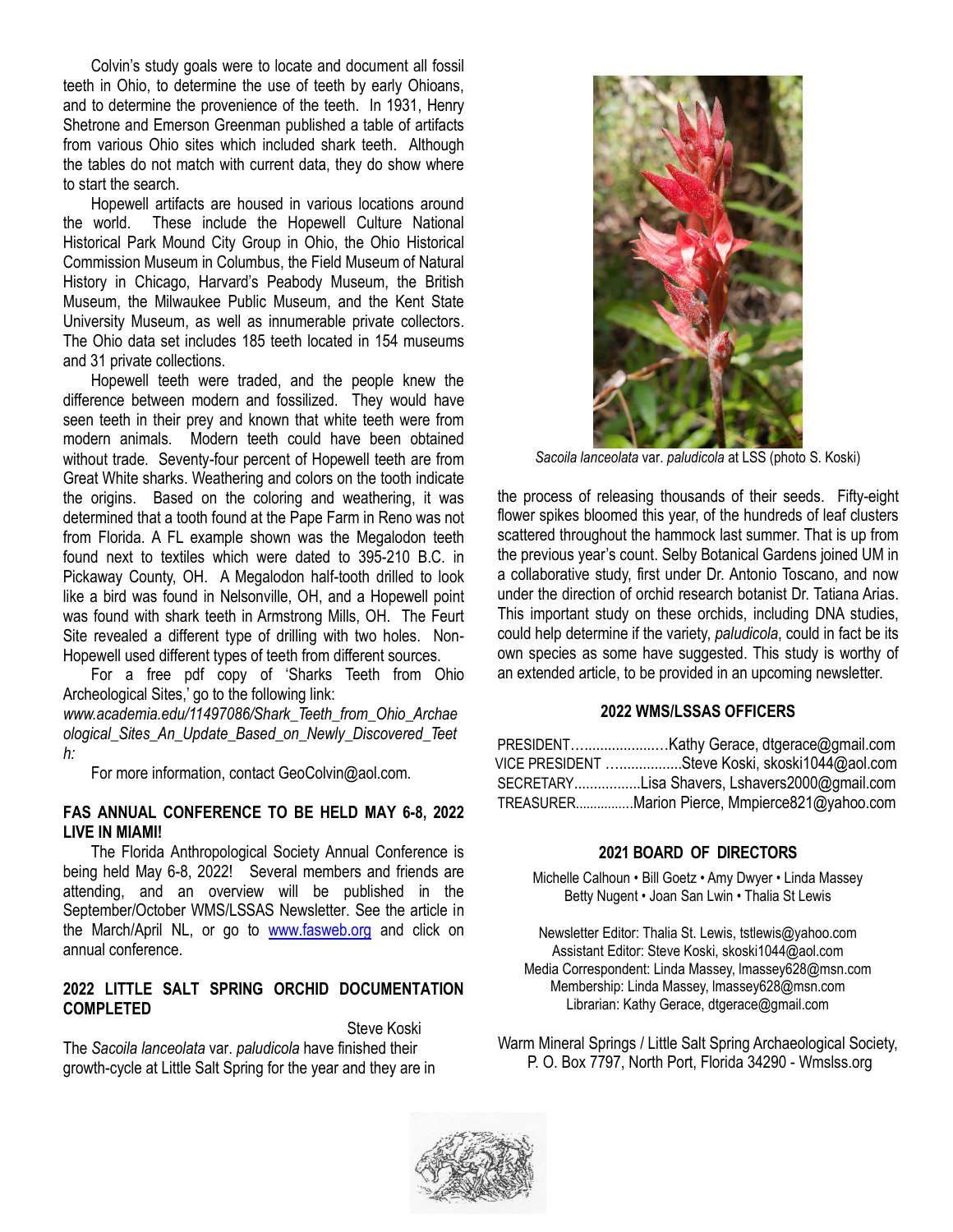Colvin's study goals were to locate and document all fossil teeth in Ohio, to determine the use of teeth by early Ohioans, and to determine the provenience of the teeth. In 1931, Henry Shetrone and Emerson Greenman published a table of artifacts from various Ohio sites which included shark teeth. Although the tables do not match with current data, they do show where to start the search.

Hopewell artifacts are housed in various locations around the world. These include the Hopewell Culture National Historical Park Mound City Group in Ohio, the Ohio Historical Commission Museum in Columbus, the Field Museum of Natural History in Chicago, Harvard's Peabody Museum, the British Museum, the Milwaukee Public Museum, and the Kent State University Museum, as well as innumerable private collectors. The Ohio data set includes 185 teeth located in 154 museums and 31 private collections.

Hopewell teeth were traded, and the people knew the difference between modern and fossilized. They would have seen teeth in their prey and known that white teeth were from modern animals. Modern teeth could have been obtained without trade. Seventy-four percent of Hopewell teeth are from Great White sharks. Weathering and colors on the tooth indicate the origins. Based on the coloring and weathering, it was determined that a tooth found at the Pape Farm in Reno was not from Florida. A FL example shown was the Megalodon teeth found next to textiles which were dated to 395-210 B.C. in Pickaway County, OH. A Megalodon half-tooth drilled to look like a bird was found in Nelsonville, OH, and a Hopewell point was found with shark teeth in Armstrong Mills, OH. The Feurt Site revealed a different type of drilling with two holes. Non-Hopewell used different types of teeth from different sources.

For a free pdf copy of 'Sharks Teeth from Ohio Archeological Sites,' go to the following link:
*www.academia.edu/11497086/Shark_Teeth_from_Ohio_Archaeological_Sites_An_Update_Based_on_Newly_Discovered_Teeth:*

For more information, contact GeoColvin@aol.com.

## FAS ANNUAL CONFERENCE TO BE HELD MAY 6-8, 2022 LIVE IN MIAMI!

The Florida Anthropological Society Annual Conference is being held May 6-8, 2022! Several members and friends are attending, and an overview will be published in the September/October WMS/LSSAS Newsletter. See the article in the March/April NL, or go to www.fasweb.org and click on annual conference.

## 2022 LITTLE SALT SPRING ORCHID DOCUMENTATION COMPLETED

Steve Koski

The *Sacoila lanceolata* var. *paludicola* have finished their growth-cycle at Little Salt Spring for the year and they are in the process of releasing thousands of their seeds. Fifty-eight flower spikes bloomed this year, of the hundreds of leaf clusters scattered throughout the hammock last summer. That is up from the previous year's count. Selby Botanical Gardens joined UM in a collaborative study, first under Dr. Antonio Toscano, and now under the direction of orchid research botanist Dr. Tatiana Arias. This important study on these orchids, including DNA studies, could help determine if the variety, *paludicola*, could in fact be its own species as some have suggested. This study is worthy of an extended article, to be provided in an upcoming newsletter.

*Sacoila lanceolata* var. *paludicola* at LSS (photo S. Koski)

## 2022 WMS/LSSAS OFFICERS

PRESIDENT……………………Kathy Gerace, dtgerace@gmail.com
VICE PRESIDENT ………………Steve Koski, skoski1044@aol.com
SECRETARY……………..Lisa Shavers, Lshavers2000@gmail.com
TREASURER……………Marion Pierce, Mmpierce821@yahoo.com

## 2021 BOARD OF DIRECTORS

Michelle Calhoun • Bill Goetz • Amy Dwyer • Linda Massey
Betty Nugent • Joan San Lwin • Thalia St Lewis

Newsletter Editor: Thalia St. Lewis, tstlewis@yahoo.com
Assistant Editor: Steve Koski, skoski1044@aol.com
Media Correspondent: Linda Massey, lmassey628@msn.com
Membership: Linda Massey, lmassey628@msn.com
Librarian: Kathy Gerace, dtgerace@gmail.com

Warm Mineral Springs / Little Salt Spring Archaeological Society,
P. O. Box 7797, North Port, Florida 34290 - Wmslss.org